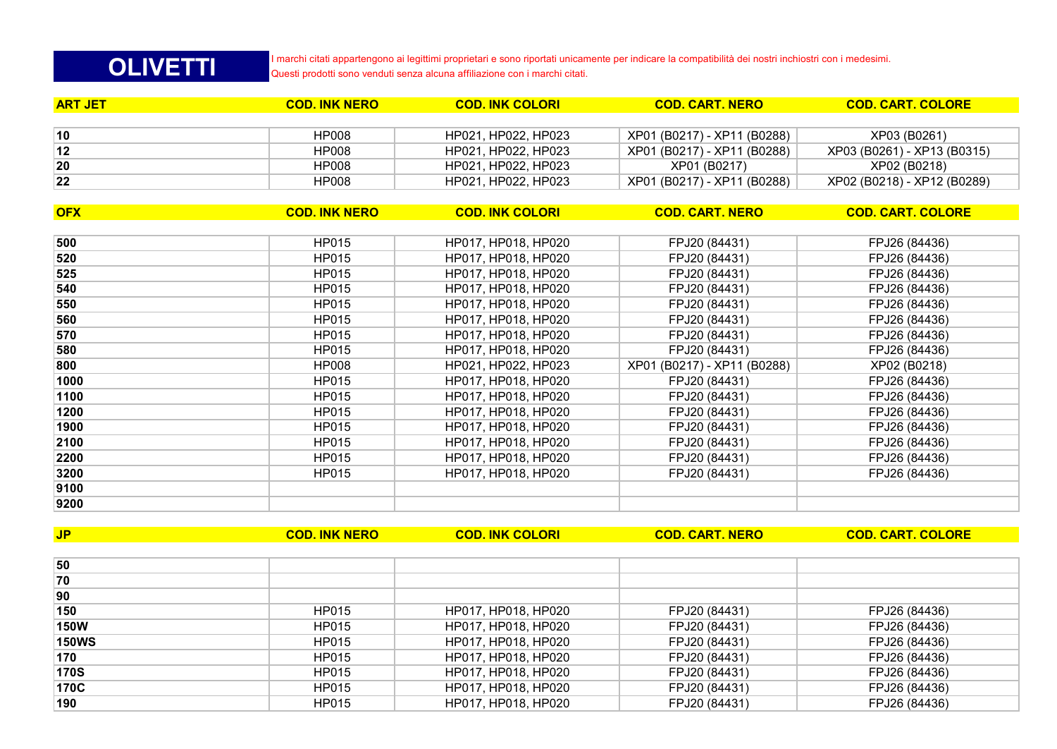# OLIVETTI

I marchi citati appartengono ai legittimi proprietari e sono riportati unicamente per indicare la compatibilità dei nostri inchiostri con i medesimi.
Questi prodotti sono venduti senza alcuna affiliazione con i marchi citati.

| ART JET | COD. INK NERO | COD. INK COLORI | COD. CART. NERO | COD. CART. COLORE |
|---|---|---|---|---|
| 10 | HP008 | HP021, HP022, HP023 | XP01 (B0217) - XP11 (B0288) | XP03 (B0261) |
| 12 | HP008 | HP021, HP022, HP023 | XP01 (B0217) - XP11 (B0288) | XP03 (B0261) - XP13 (B0315) |
| 20 | HP008 | HP021, HP022, HP023 | XP01 (B0217) | XP02 (B0218) |
| 22 | HP008 | HP021, HP022, HP023 | XP01 (B0217) - XP11 (B0288) | XP02 (B0218) - XP12 (B0289) |

| OFX | COD. INK NERO | COD. INK COLORI | COD. CART. NERO | COD. CART. COLORE |
|---|---|---|---|---|
| 500 | HP015 | HP017, HP018, HP020 | FPJ20 (84431) | FPJ26 (84436) |
| 520 | HP015 | HP017, HP018, HP020 | FPJ20 (84431) | FPJ26 (84436) |
| 525 | HP015 | HP017, HP018, HP020 | FPJ20 (84431) | FPJ26 (84436) |
| 540 | HP015 | HP017, HP018, HP020 | FPJ20 (84431) | FPJ26 (84436) |
| 550 | HP015 | HP017, HP018, HP020 | FPJ20 (84431) | FPJ26 (84436) |
| 560 | HP015 | HP017, HP018, HP020 | FPJ20 (84431) | FPJ26 (84436) |
| 570 | HP015 | HP017, HP018, HP020 | FPJ20 (84431) | FPJ26 (84436) |
| 580 | HP015 | HP017, HP018, HP020 | FPJ20 (84431) | FPJ26 (84436) |
| 800 | HP008 | HP021, HP022, HP023 | XP01 (B0217) - XP11 (B0288) | XP02 (B0218) |
| 1000 | HP015 | HP017, HP018, HP020 | FPJ20 (84431) | FPJ26 (84436) |
| 1100 | HP015 | HP017, HP018, HP020 | FPJ20 (84431) | FPJ26 (84436) |
| 1200 | HP015 | HP017, HP018, HP020 | FPJ20 (84431) | FPJ26 (84436) |
| 1900 | HP015 | HP017, HP018, HP020 | FPJ20 (84431) | FPJ26 (84436) |
| 2100 | HP015 | HP017, HP018, HP020 | FPJ20 (84431) | FPJ26 (84436) |
| 2200 | HP015 | HP017, HP018, HP020 | FPJ20 (84431) | FPJ26 (84436) |
| 3200 | HP015 | HP017, HP018, HP020 | FPJ20 (84431) | FPJ26 (84436) |
| 9100 | | | | |
| 9200 | | | | |

| JP | COD. INK NERO | COD. INK COLORI | COD. CART. NERO | COD. CART. COLORE |
|---|---|---|---|---|
| 50 | | | | |
| 70 | | | | |
| 90 | | | | |
| 150 | HP015 | HP017, HP018, HP020 | FPJ20 (84431) | FPJ26 (84436) |
| 150W | HP015 | HP017, HP018, HP020 | FPJ20 (84431) | FPJ26 (84436) |
| 150WS | HP015 | HP017, HP018, HP020 | FPJ20 (84431) | FPJ26 (84436) |
| 170 | HP015 | HP017, HP018, HP020 | FPJ20 (84431) | FPJ26 (84436) |
| 170S | HP015 | HP017, HP018, HP020 | FPJ20 (84431) | FPJ26 (84436) |
| 170C | HP015 | HP017, HP018, HP020 | FPJ20 (84431) | FPJ26 (84436) |
| 190 | HP015 | HP017, HP018, HP020 | FPJ20 (84431) | FPJ26 (84436) |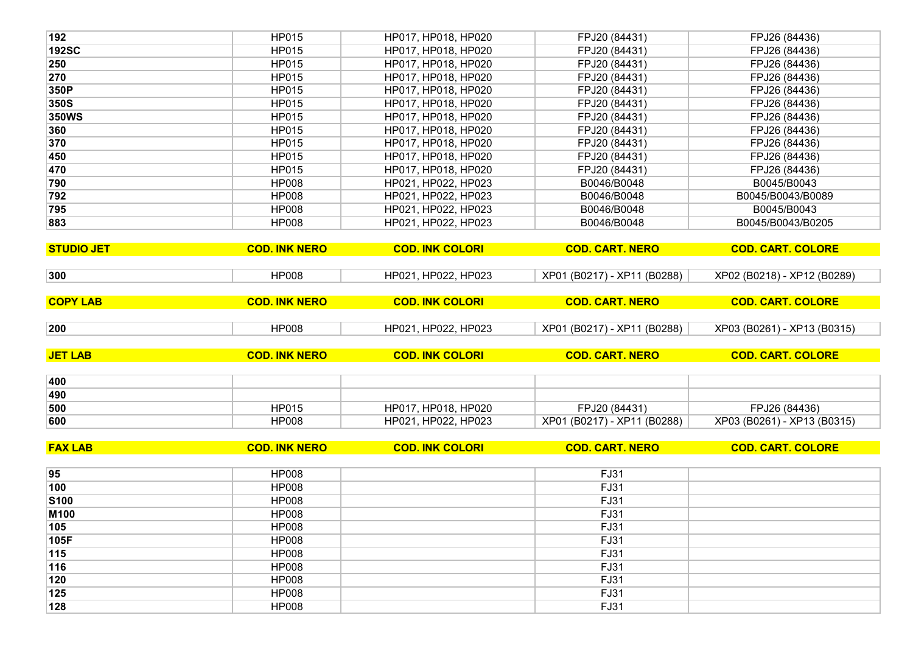| | | | | |
|---|---|---|---|---|
| **192** | HP015 | HP017, HP018, HP020 | FPJ20 (84431) | FPJ26 (84436) |
| **192SC** | HP015 | HP017, HP018, HP020 | FPJ20 (84431) | FPJ26 (84436) |
| **250** | HP015 | HP017, HP018, HP020 | FPJ20 (84431) | FPJ26 (84436) |
| **270** | HP015 | HP017, HP018, HP020 | FPJ20 (84431) | FPJ26 (84436) |
| **350P** | HP015 | HP017, HP018, HP020 | FPJ20 (84431) | FPJ26 (84436) |
| **350S** | HP015 | HP017, HP018, HP020 | FPJ20 (84431) | FPJ26 (84436) |
| **350WS** | HP015 | HP017, HP018, HP020 | FPJ20 (84431) | FPJ26 (84436) |
| **360** | HP015 | HP017, HP018, HP020 | FPJ20 (84431) | FPJ26 (84436) |
| **370** | HP015 | HP017, HP018, HP020 | FPJ20 (84431) | FPJ26 (84436) |
| **450** | HP015 | HP017, HP018, HP020 | FPJ20 (84431) | FPJ26 (84436) |
| **470** | HP015 | HP017, HP018, HP020 | FPJ20 (84431) | FPJ26 (84436) |
| **790** | HP008 | HP021, HP022, HP023 | B0046/B0048 | B0045/B0043 |
| **792** | HP008 | HP021, HP022, HP023 | B0046/B0048 | B0045/B0043/B0089 |
| **795** | HP008 | HP021, HP022, HP023 | B0046/B0048 | B0045/B0043 |
| **883** | HP008 | HP021, HP022, HP023 | B0046/B0048 | B0045/B0043/B0205 |

| **STUDIO JET** | **COD. INK NERO** | **COD. INK COLORI** | **COD. CART. NERO** | **COD. CART. COLORE** |
|---|---|---|---|---|
| **300** | HP008 | HP021, HP022, HP023 | XP01 (B0217) - XP11 (B0288) | XP02 (B0218) - XP12 (B0289) |

| **COPY LAB** | **COD. INK NERO** | **COD. INK COLORI** | **COD. CART. NERO** | **COD. CART. COLORE** |
|---|---|---|---|---|
| **200** | HP008 | HP021, HP022, HP023 | XP01 (B0217) - XP11 (B0288) | XP03 (B0261) - XP13 (B0315) |

| **JET LAB** | **COD. INK NERO** | **COD. INK COLORI** | **COD. CART. NERO** | **COD. CART. COLORE** |
|---|---|---|---|---|
| **400** | | | | |
| **490** | | | | |
| **500** | HP015 | HP017, HP018, HP020 | FPJ20 (84431) | FPJ26 (84436) |
| **600** | HP008 | HP021, HP022, HP023 | XP01 (B0217) - XP11 (B0288) | XP03 (B0261) - XP13 (B0315) |

| **FAX LAB** | **COD. INK NERO** | **COD. INK COLORI** | **COD. CART. NERO** | **COD. CART. COLORE** |
|---|---|---|---|---|
| **95** | HP008 | | FJ31 | |
| **100** | HP008 | | FJ31 | |
| **S100** | HP008 | | FJ31 | |
| **M100** | HP008 | | FJ31 | |
| **105** | HP008 | | FJ31 | |
| **105F** | HP008 | | FJ31 | |
| **115** | HP008 | | FJ31 | |
| **116** | HP008 | | FJ31 | |
| **120** | HP008 | | FJ31 | |
| **125** | HP008 | | FJ31 | |
| **128** | HP008 | | FJ31 | |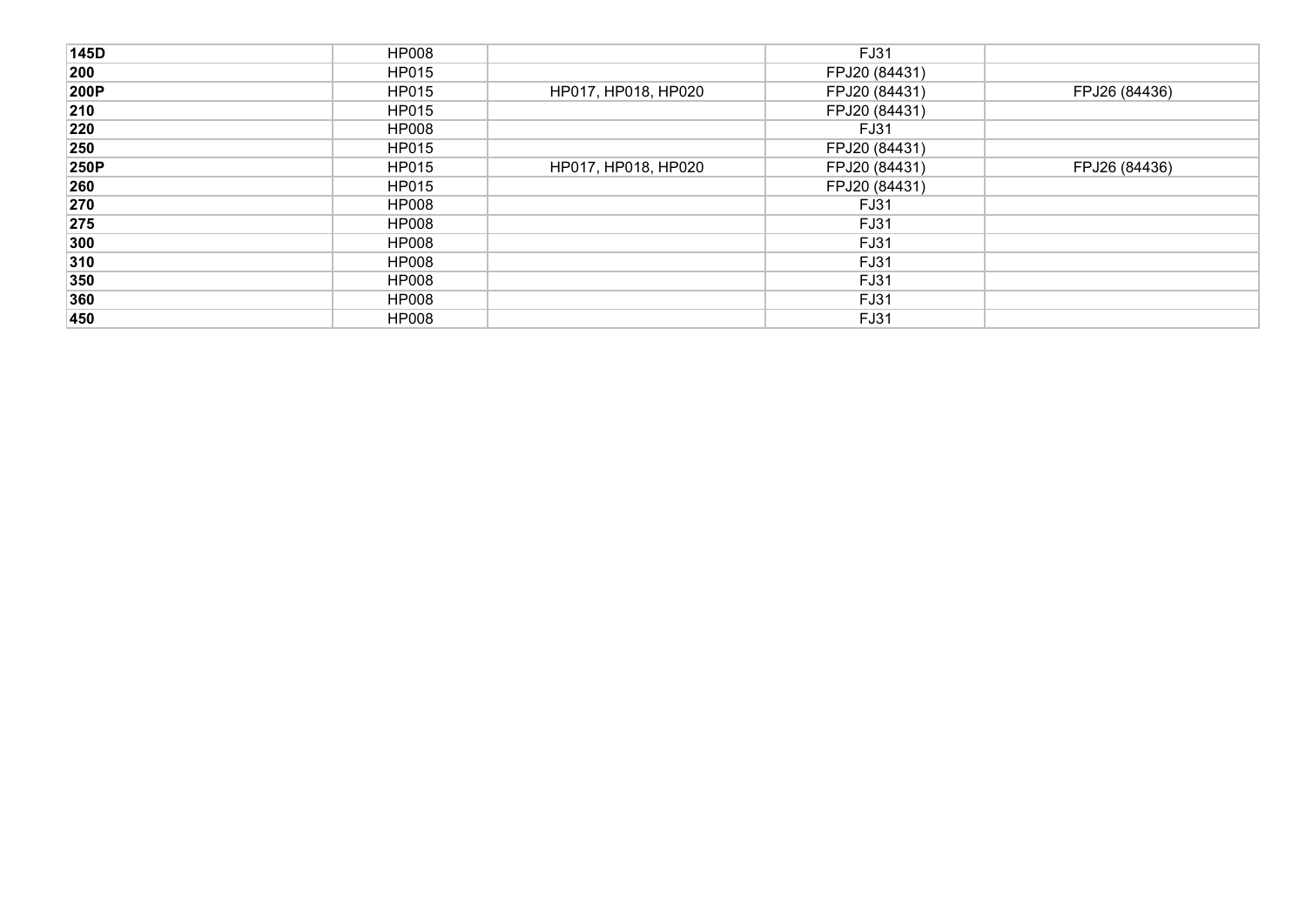| | | | | |
|---|---|---|---|---|
| **145D** | HP008 | | FJ31 | |
| **200** | HP015 | | FPJ20 (84431) | |
| **200P** | HP015 | HP017, HP018, HP020 | FPJ20 (84431) | FPJ26 (84436) |
| **210** | HP015 | | FPJ20 (84431) | |
| **220** | HP008 | | FJ31 | |
| **250** | HP015 | | FPJ20 (84431) | |
| **250P** | HP015 | HP017, HP018, HP020 | FPJ20 (84431) | FPJ26 (84436) |
| **260** | HP015 | | FPJ20 (84431) | |
| **270** | HP008 | | FJ31 | |
| **275** | HP008 | | FJ31 | |
| **300** | HP008 | | FJ31 | |
| **310** | HP008 | | FJ31 | |
| **350** | HP008 | | FJ31 | |
| **360** | HP008 | | FJ31 | |
| **450** | HP008 | | FJ31 | |